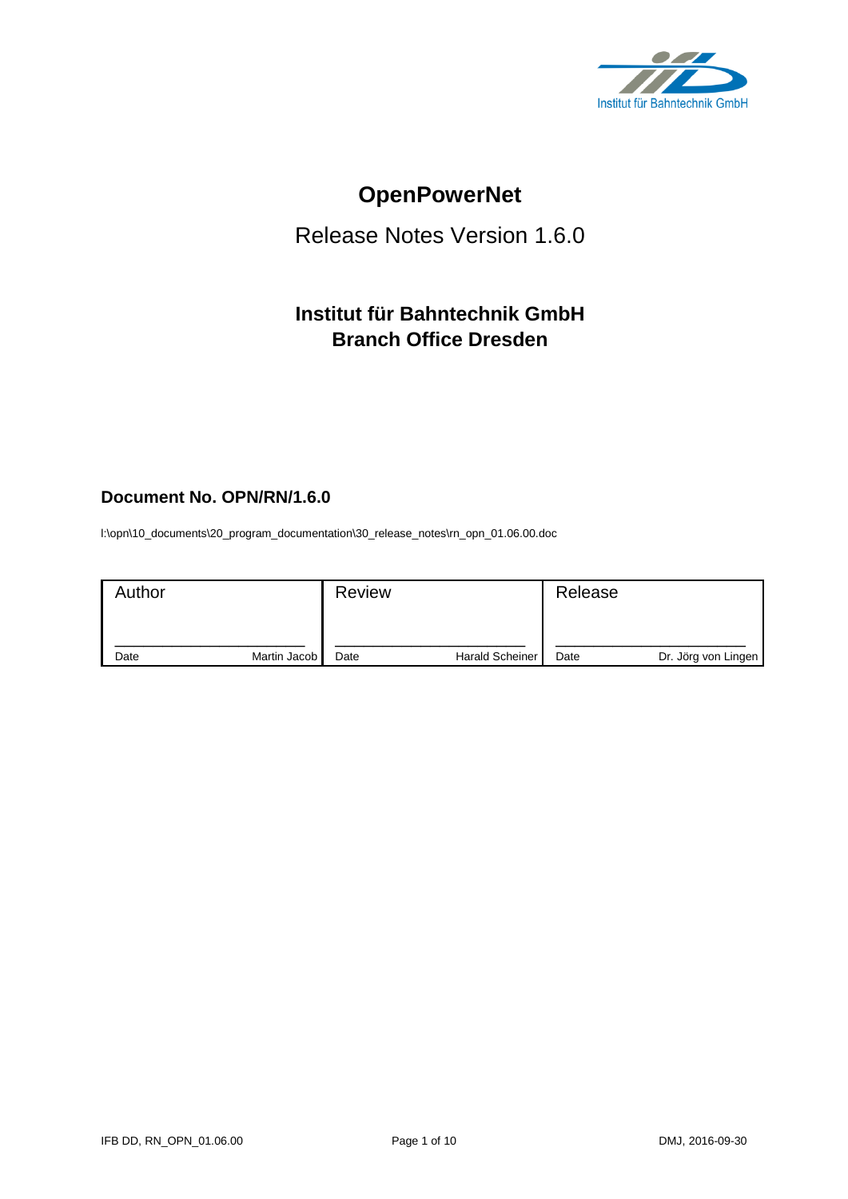Institut für Bahntechnik GmbH

# OpenPowerNet

## Release Notes Version 1.6.0

### Institut für Bahntechnik GmbH
### Branch Office Dresden

**Document No. OPN/RN/1.6.0**

I:\opn\10_documents\20_program_documentation\30_release_notes\rn_opn_01.06.00.doc

| Author | Review | Release |
|---|---|---|
| Date ____ Martin Jacob | Date ____ Harald Scheiner | Date ____ Dr. Jörg von Lingen |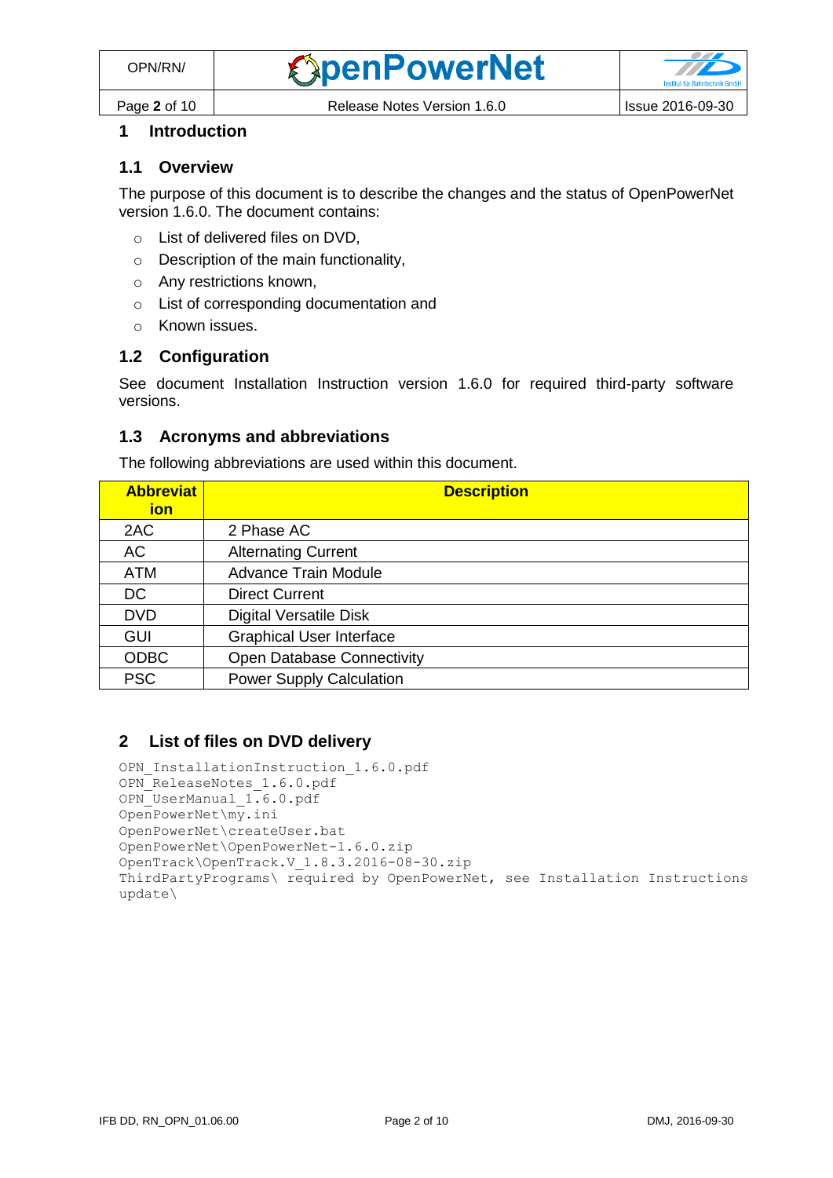# 1 Introduction

## 1.1 Overview

The purpose of this document is to describe the changes and the status of OpenPowerNet version 1.6.0. The document contains:

- List of delivered files on DVD,
- Description of the main functionality,
- Any restrictions known,
- List of corresponding documentation and
- Known issues.

## 1.2 Configuration

See document Installation Instruction version 1.6.0 for required third-party software versions.

## 1.3 Acronyms and abbreviations

The following abbreviations are used within this document.

| Abbreviation | Description |
|---|---|
| 2AC | 2 Phase AC |
| AC | Alternating Current |
| ATM | Advance Train Module |
| DC | Direct Current |
| DVD | Digital Versatile Disk |
| GUI | Graphical User Interface |
| ODBC | Open Database Connectivity |
| PSC | Power Supply Calculation |

# 2 List of files on DVD delivery

```
OPN_InstallationInstruction_1.6.0.pdf
OPN_ReleaseNotes_1.6.0.pdf
OPN_UserManual_1.6.0.pdf
OpenPowerNet\my.ini
OpenPowerNet\createUser.bat
OpenPowerNet\OpenPowerNet-1.6.0.zip
OpenTrack\OpenTrack.V_1.8.3.2016-08-30.zip
ThirdPartyPrograms\ required by OpenPowerNet, see Installation Instructions
update\
```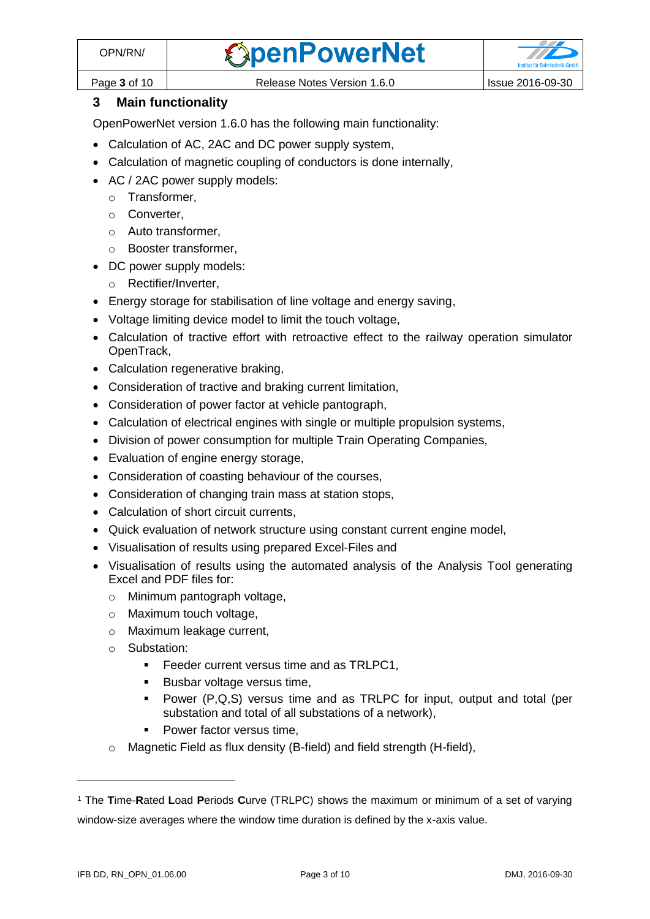## 3 Main functionality

OpenPowerNet version 1.6.0 has the following main functionality:

- Calculation of AC, 2AC and DC power supply system,
- Calculation of magnetic coupling of conductors is done internally,
- AC / 2AC power supply models:
  - Transformer,
  - Converter,
  - Auto transformer,
  - Booster transformer,
- DC power supply models:
  - Rectifier/Inverter,
- Energy storage for stabilisation of line voltage and energy saving,
- Voltage limiting device model to limit the touch voltage,
- Calculation of tractive effort with retroactive effect to the railway operation simulator OpenTrack,
- Calculation regenerative braking,
- Consideration of tractive and braking current limitation,
- Consideration of power factor at vehicle pantograph,
- Calculation of electrical engines with single or multiple propulsion systems,
- Division of power consumption for multiple Train Operating Companies,
- Evaluation of engine energy storage,
- Consideration of coasting behaviour of the courses,
- Consideration of changing train mass at station stops,
- Calculation of short circuit currents,
- Quick evaluation of network structure using constant current engine model,
- Visualisation of results using prepared Excel-Files and
- Visualisation of results using the automated analysis of the Analysis Tool generating Excel and PDF files for:
  - Minimum pantograph voltage,
  - Maximum touch voltage,
  - Maximum leakage current,
  - Substation:
    - Feeder current versus time and as TRLPC[1],
    - Busbar voltage versus time,
    - Power (P,Q,S) versus time and as TRLPC for input, output and total (per substation and total of all substations of a network),
    - Power factor versus time,
  - Magnetic Field as flux density (B-field) and field strength (H-field),

---

[1] The **T**ime-**R**ated **L**oad **P**eriods **C**urve (TRLPC) shows the maximum or minimum of a set of varying window-size averages where the window time duration is defined by the x-axis value.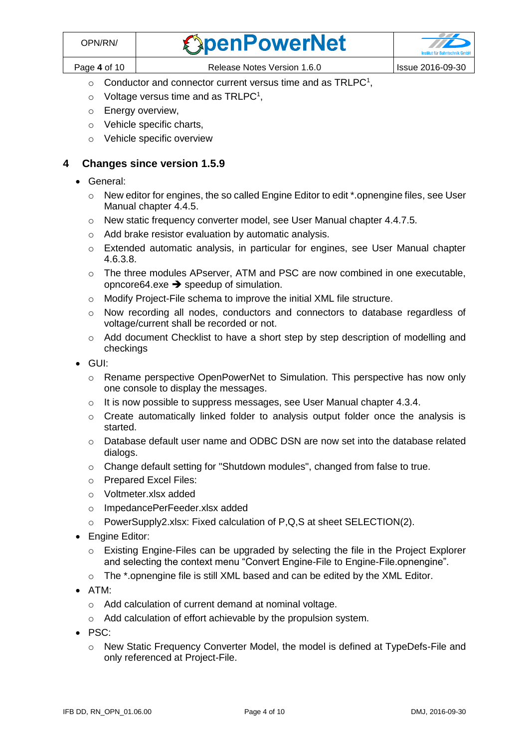- Conductor and connector current versus time and as TRLPC[1],
  - Voltage versus time and as TRLPC[1],
  - Energy overview,
  - Vehicle specific charts,
  - Vehicle specific overview

## 4 Changes since version 1.5.9

- General:
  - New editor for engines, the so called Engine Editor to edit *.opnengine files, see User Manual chapter 4.4.5.
  - New static frequency converter model, see User Manual chapter 4.4.7.5.
  - Add brake resistor evaluation by automatic analysis.
  - Extended automatic analysis, in particular for engines, see User Manual chapter 4.6.3.8.
  - The three modules APserver, ATM and PSC are now combined in one executable, opncore64.exe ➔ speedup of simulation.
  - Modify Project-File schema to improve the initial XML file structure.
  - Now recording all nodes, conductors and connectors to database regardless of voltage/current shall be recorded or not.
  - Add document Checklist to have a short step by step description of modelling and checkings
- GUI:
  - Rename perspective OpenPowerNet to Simulation. This perspective has now only one console to display the messages.
  - It is now possible to suppress messages, see User Manual chapter 4.3.4.
  - Create automatically linked folder to analysis output folder once the analysis is started.
  - Database default user name and ODBC DSN are now set into the database related dialogs.
  - Change default setting for "Shutdown modules", changed from false to true.
  - Prepared Excel Files:
  - Voltmeter.xlsx added
  - ImpedancePerFeeder.xlsx added
  - PowerSupply2.xlsx: Fixed calculation of P,Q,S at sheet SELECTION(2).
- Engine Editor:
  - Existing Engine-Files can be upgraded by selecting the file in the Project Explorer and selecting the context menu “Convert Engine-File to Engine-File.opnengine”.
  - The *.opnengine file is still XML based and can be edited by the XML Editor.
- ATM:
  - Add calculation of current demand at nominal voltage.
  - Add calculation of effort achievable by the propulsion system.
- PSC:
  - New Static Frequency Converter Model, the model is defined at TypeDefs-File and only referenced at Project-File.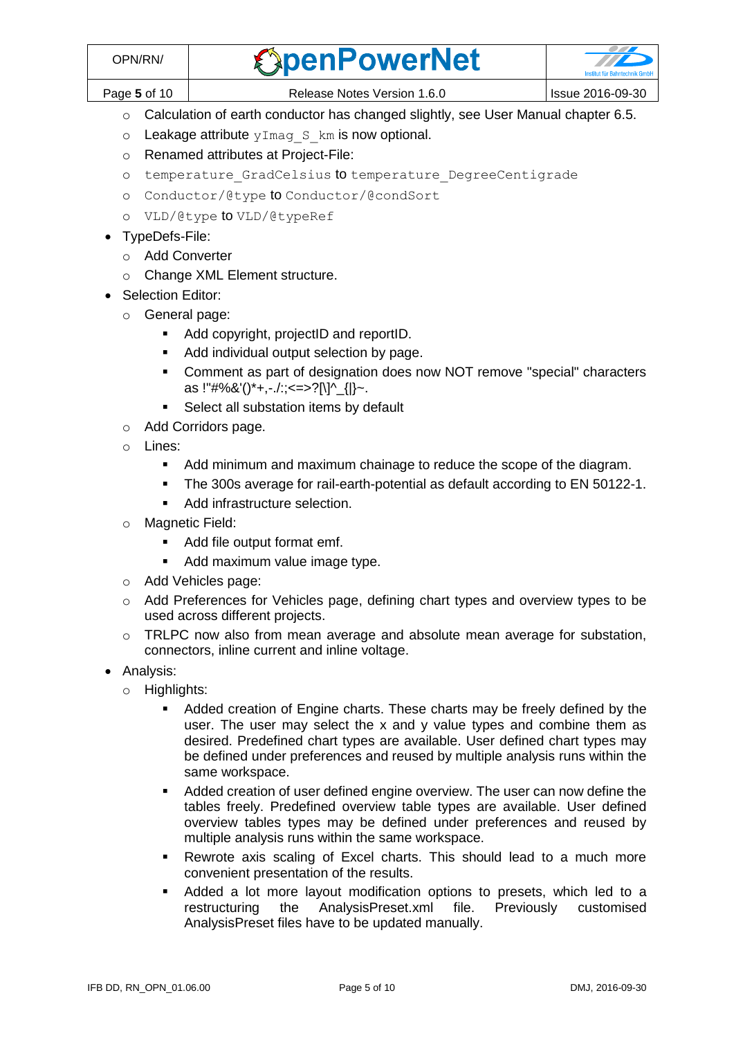- Calculation of earth conductor has changed slightly, see User Manual chapter 6.5.
    - Leakage attribute `yImag_S_km` is now optional.
    - Renamed attributes at Project-File:
    - `temperature_GradCelsius` to `temperature_DegreeCentigrade`
    - `Conductor/@type` to `Conductor/@condSort`
    - `VLD/@type` to `VLD/@typeRef`
- TypeDefs-File:
    - Add Converter
    - Change XML Element structure.
- Selection Editor:
    - General page:
        - Add copyright, projectID and reportID.
        - Add individual output selection by page.
        - Comment as part of designation does now NOT remove "special" characters as !"#%&'()*+,-./:;<=>?[\]^_{|}~.
        - Select all substation items by default
    - Add Corridors page.
    - Lines:
        - Add minimum and maximum chainage to reduce the scope of the diagram.
        - The 300s average for rail-earth-potential as default according to EN 50122-1.
        - Add infrastructure selection.
    - Magnetic Field:
        - Add file output format emf.
        - Add maximum value image type.
    - Add Vehicles page:
    - Add Preferences for Vehicles page, defining chart types and overview types to be used across different projects.
    - TRLPC now also from mean average and absolute mean average for substation, connectors, inline current and inline voltage.
- Analysis:
    - Highlights:
        - Added creation of Engine charts. These charts may be freely defined by the user. The user may select the x and y value types and combine them as desired. Predefined chart types are available. User defined chart types may be defined under preferences and reused by multiple analysis runs within the same workspace.
        - Added creation of user defined engine overview. The user can now define the tables freely. Predefined overview table types are available. User defined overview tables types may be defined under preferences and reused by multiple analysis runs within the same workspace.
        - Rewrote axis scaling of Excel charts. This should lead to a much more convenient presentation of the results.
        - Added a lot more layout modification options to presets, which led to a restructuring the AnalysisPreset.xml file. Previously customised AnalysisPreset files have to be updated manually.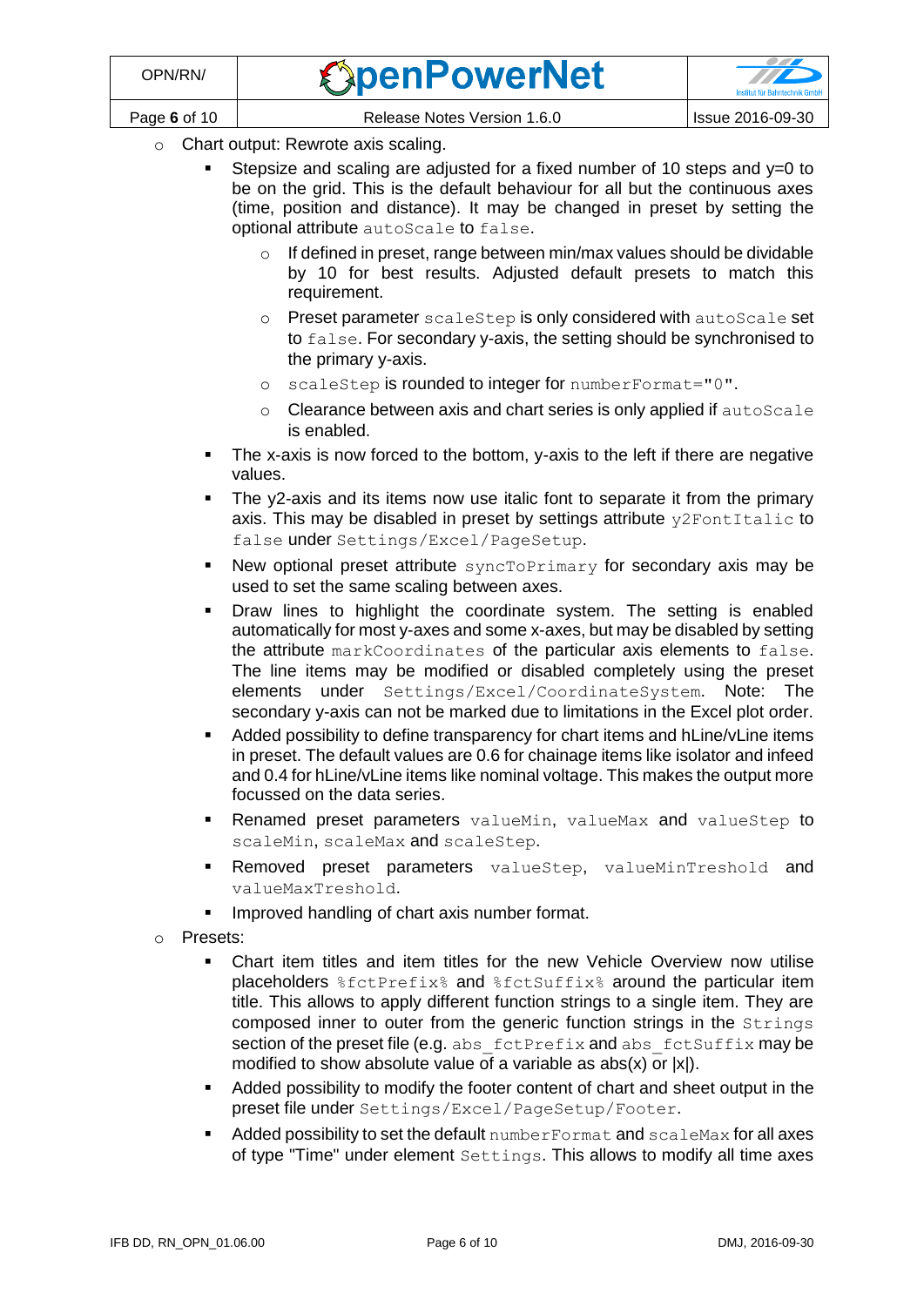- Chart output: Rewrote axis scaling.
  - Stepsize and scaling are adjusted for a fixed number of 10 steps and y=0 to be on the grid. This is the default behaviour for all but the continuous axes (time, position and distance). It may be changed in preset by setting the optional attribute `autoScale` to `false`.
    - If defined in preset, range between min/max values should be dividable by 10 for best results. Adjusted default presets to match this requirement.
    - Preset parameter `scaleStep` is only considered with `autoScale` set to `false`. For secondary y-axis, the setting should be synchronised to the primary y-axis.
    - `scaleStep` is rounded to integer for `numberFormat="0"`.
    - Clearance between axis and chart series is only applied if `autoScale` is enabled.
  - The x-axis is now forced to the bottom, y-axis to the left if there are negative values.
  - The y2-axis and its items now use italic font to separate it from the primary axis. This may be disabled in preset by settings attribute `y2FontItalic` to `false` under `Settings/Excel/PageSetup`.
  - New optional preset attribute `syncToPrimary` for secondary axis may be used to set the same scaling between axes.
  - Draw lines to highlight the coordinate system. The setting is enabled automatically for most y-axes and some x-axes, but may be disabled by setting the attribute `markCoordinates` of the particular axis elements to `false`. The line items may be modified or disabled completely using the preset elements under `Settings/Excel/CoordinateSystem`. Note: The secondary y-axis can not be marked due to limitations in the Excel plot order.
  - Added possibility to define transparency for chart items and hLine/vLine items in preset. The default values are 0.6 for chainage items like isolator and infeed and 0.4 for hLine/vLine items like nominal voltage. This makes the output more focussed on the data series.
  - Renamed preset parameters `valueMin`, `valueMax` and `valueStep` to `scaleMin`, `scaleMax` and `scaleStep`.
  - Removed preset parameters `valueStep`, `valueMinTreshold` and `valueMaxTreshold`.
  - Improved handling of chart axis number format.
- Presets:
  - Chart item titles and item titles for the new Vehicle Overview now utilise placeholders `%fctPrefix%` and `%fctSuffix%` around the particular item title. This allows to apply different function strings to a single item. They are composed inner to outer from the generic function strings in the `Strings` section of the preset file (e.g. `abs_fctPrefix` and `abs_fctSuffix` may be modified to show absolute value of a variable as abs(x) or |x|).
  - Added possibility to modify the footer content of chart and sheet output in the preset file under `Settings/Excel/PageSetup/Footer`.
  - Added possibility to set the default `numberFormat` and `scaleMax` for all axes of type "Time" under element `Settings`. This allows to modify all time axes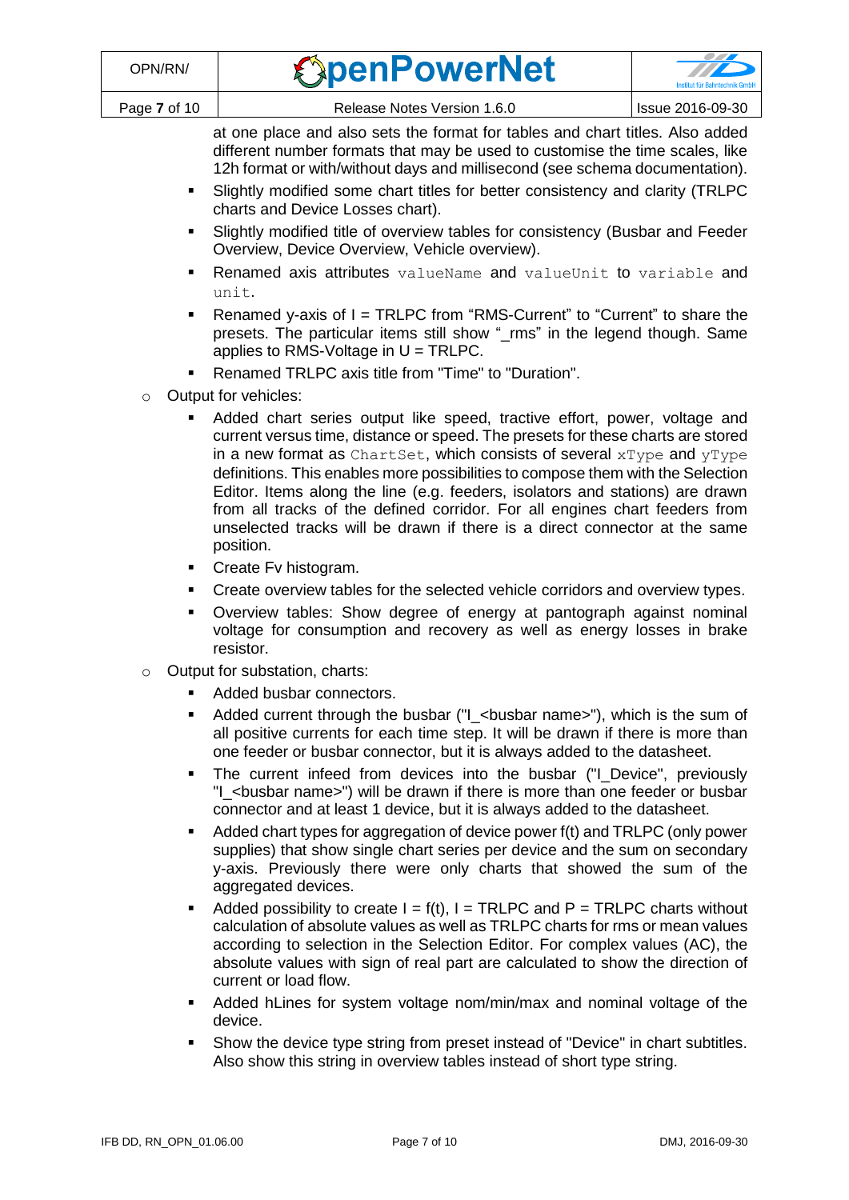at one place and also sets the format for tables and chart titles. Also added different number formats that may be used to customise the time scales, like 12h format or with/without days and millisecond (see schema documentation).

- Slightly modified some chart titles for better consistency and clarity (TRLPC charts and Device Losses chart).
- Slightly modified title of overview tables for consistency (Busbar and Feeder Overview, Device Overview, Vehicle overview).
- Renamed axis attributes `valueName` and `valueUnit` to `variable` and `unit`.
- Renamed y-axis of I = TRLPC from "RMS-Current" to "Current" to share the presets. The particular items still show "_rms" in the legend though. Same applies to RMS-Voltage in U = TRLPC.
- Renamed TRLPC axis title from "Time" to "Duration".

- Output for vehicles:
  - Added chart series output like speed, tractive effort, power, voltage and current versus time, distance or speed. The presets for these charts are stored in a new format as `ChartSet`, which consists of several `xType` and `yType` definitions. This enables more possibilities to compose them with the Selection Editor. Items along the line (e.g. feeders, isolators and stations) are drawn from all tracks of the defined corridor. For all engines chart feeders from unselected tracks will be drawn if there is a direct connector at the same position.
  - Create Fv histogram.
  - Create overview tables for the selected vehicle corridors and overview types.
  - Overview tables: Show degree of energy at pantograph against nominal voltage for consumption and recovery as well as energy losses in brake resistor.
- Output for substation, charts:
  - Added busbar connectors.
  - Added current through the busbar ("I_<busbar name>"), which is the sum of all positive currents for each time step. It will be drawn if there is more than one feeder or busbar connector, but it is always added to the datasheet.
  - The current infeed from devices into the busbar ("I_Device", previously "I_<busbar name>") will be drawn if there is more than one feeder or busbar connector and at least 1 device, but it is always added to the datasheet.
  - Added chart types for aggregation of device power f(t) and TRLPC (only power supplies) that show single chart series per device and the sum on secondary y-axis. Previously there were only charts that showed the sum of the aggregated devices.
  - Added possibility to create I = f(t), I = TRLPC and P = TRLPC charts without calculation of absolute values as well as TRLPC charts for rms or mean values according to selection in the Selection Editor. For complex values (AC), the absolute values with sign of real part are calculated to show the direction of current or load flow.
  - Added hLines for system voltage nom/min/max and nominal voltage of the device.
  - Show the device type string from preset instead of "Device" in chart subtitles. Also show this string in overview tables instead of short type string.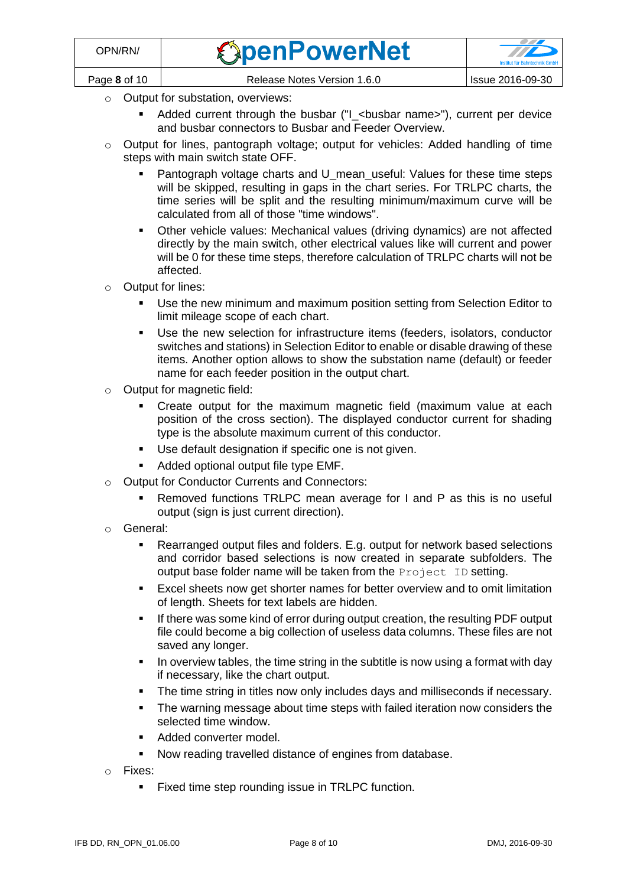- Output for substation, overviews:
  - Added current through the busbar ("I_<busbar name>"), current per device and busbar connectors to Busbar and Feeder Overview.
- Output for lines, pantograph voltage; output for vehicles: Added handling of time steps with main switch state OFF.
  - Pantograph voltage charts and U_mean_useful: Values for these time steps will be skipped, resulting in gaps in the chart series. For TRLPC charts, the time series will be split and the resulting minimum/maximum curve will be calculated from all of those "time windows".
  - Other vehicle values: Mechanical values (driving dynamics) are not affected directly by the main switch, other electrical values like will current and power will be 0 for these time steps, therefore calculation of TRLPC charts will not be affected.
- Output for lines:
  - Use the new minimum and maximum position setting from Selection Editor to limit mileage scope of each chart.
  - Use the new selection for infrastructure items (feeders, isolators, conductor switches and stations) in Selection Editor to enable or disable drawing of these items. Another option allows to show the substation name (default) or feeder name for each feeder position in the output chart.
- Output for magnetic field:
  - Create output for the maximum magnetic field (maximum value at each position of the cross section). The displayed conductor current for shading type is the absolute maximum current of this conductor.
  - Use default designation if specific one is not given.
  - Added optional output file type EMF.
- Output for Conductor Currents and Connectors:
  - Removed functions TRLPC mean average for I and P as this is no useful output (sign is just current direction).
- General:
  - Rearranged output files and folders. E.g. output for network based selections and corridor based selections is now created in separate subfolders. The output base folder name will be taken from the `Project ID` setting.
  - Excel sheets now get shorter names for better overview and to omit limitation of length. Sheets for text labels are hidden.
  - If there was some kind of error during output creation, the resulting PDF output file could become a big collection of useless data columns. These files are not saved any longer.
  - In overview tables, the time string in the subtitle is now using a format with day if necessary, like the chart output.
  - The time string in titles now only includes days and milliseconds if necessary.
  - The warning message about time steps with failed iteration now considers the selected time window.
  - Added converter model.
  - Now reading travelled distance of engines from database.
- Fixes:
  - Fixed time step rounding issue in TRLPC function.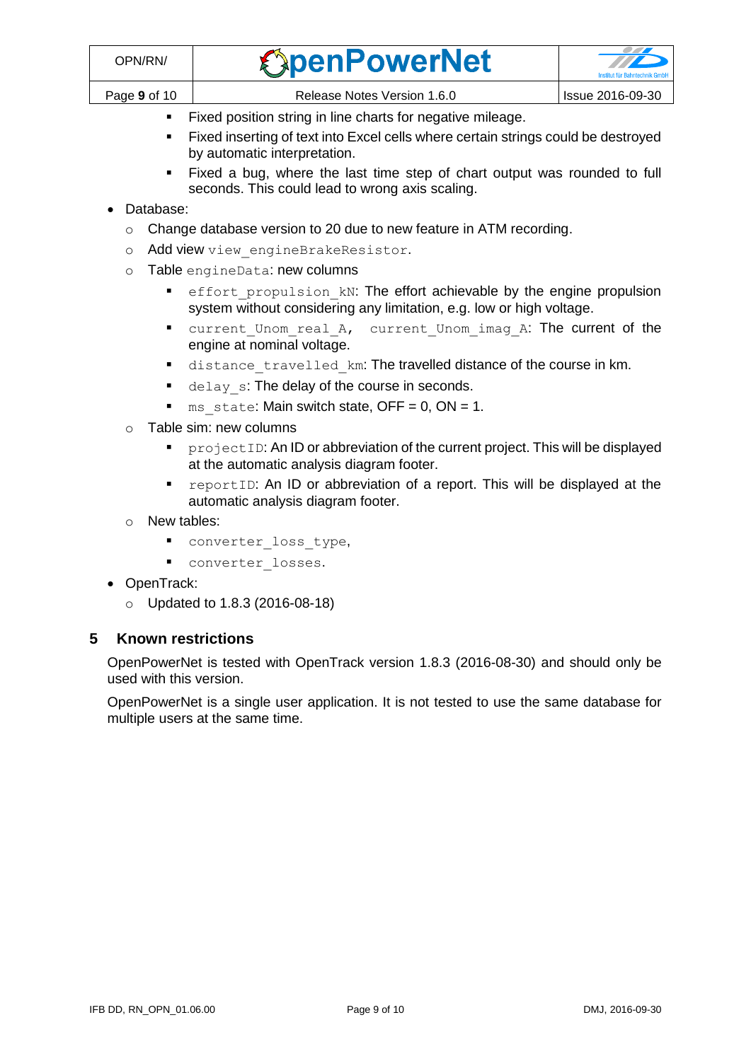- Fixed position string in line charts for negative mileage.
    - Fixed inserting of text into Excel cells where certain strings could be destroyed by automatic interpretation.
    - Fixed a bug, where the last time step of chart output was rounded to full seconds. This could lead to wrong axis scaling.
- Database:
  - Change database version to 20 due to new feature in ATM recording.
  - Add view `view_engineBrakeResistor`.
  - Table `engineData`: new columns
    - `effort_propulsion_kN`: The effort achievable by the engine propulsion system without considering any limitation, e.g. low or high voltage.
    - `current_Unom_real_A`, `current_Unom_imag_A`: The current of the engine at nominal voltage.
    - `distance_travelled_km`: The travelled distance of the course in km.
    - `delay_s`: The delay of the course in seconds.
    - `ms_state`: Main switch state, OFF = 0, ON = 1.
  - Table sim: new columns
    - `projectID`: An ID or abbreviation of the current project. This will be displayed at the automatic analysis diagram footer.
    - `reportID`: An ID or abbreviation of a report. This will be displayed at the automatic analysis diagram footer.
  - New tables:
    - `converter_loss_type`,
    - `converter_losses`.
- OpenTrack:
  - Updated to 1.8.3 (2016-08-18)

## 5 Known restrictions

OpenPowerNet is tested with OpenTrack version 1.8.3 (2016-08-30) and should only be used with this version.

OpenPowerNet is a single user application. It is not tested to use the same database for multiple users at the same time.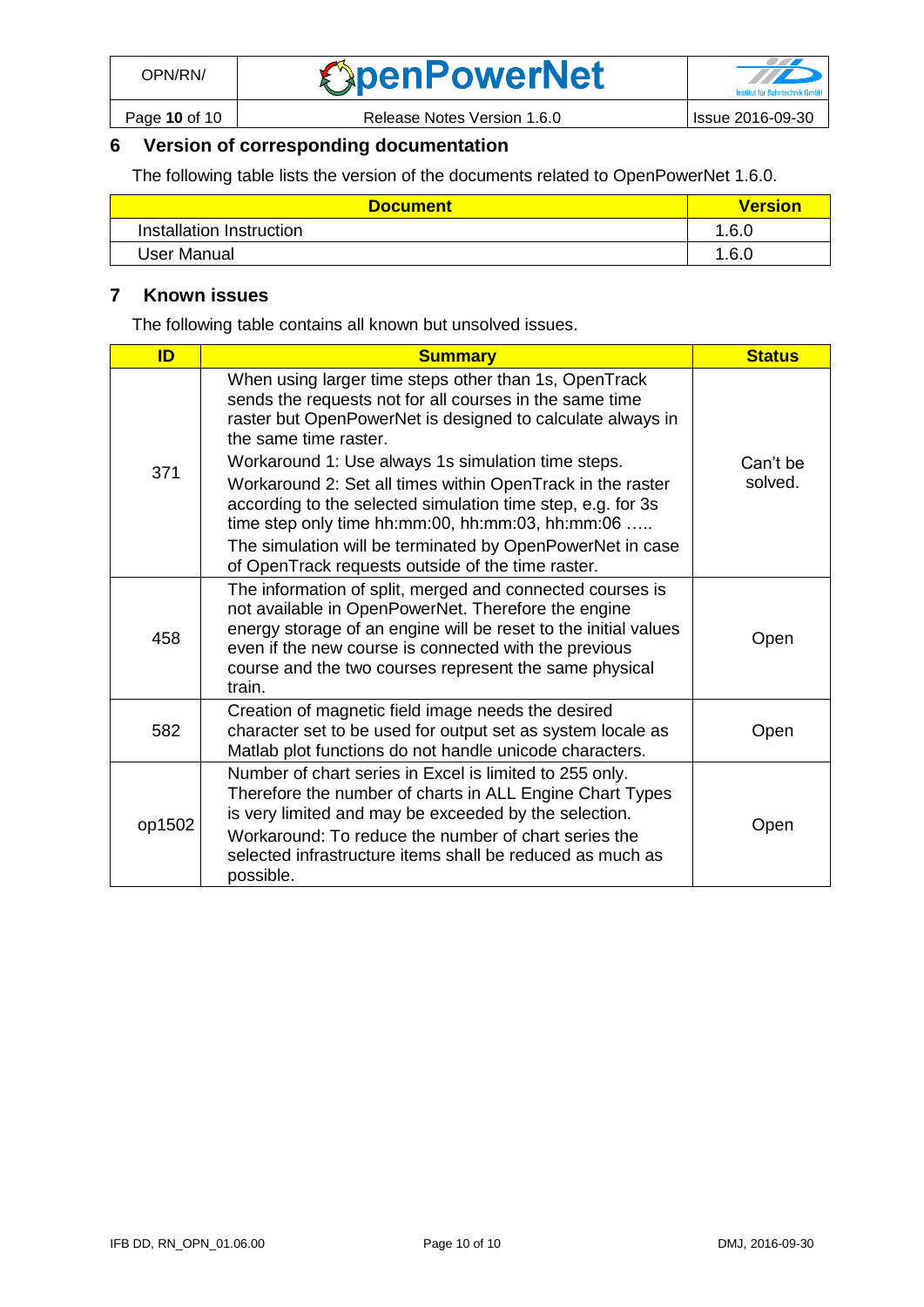## 6 Version of corresponding documentation

The following table lists the version of the documents related to OpenPowerNet 1.6.0.

| Document | Version |
|---|---|
| Installation Instruction | 1.6.0 |
| User Manual | 1.6.0 |

## 7 Known issues

The following table contains all known but unsolved issues.

| ID | Summary | Status |
|---|---|---|
| 371 | When using larger time steps other than 1s, OpenTrack sends the requests not for all courses in the same time raster but OpenPowerNet is designed to calculate always in the same time raster.<br>Workaround 1: Use always 1s simulation time steps.<br>Workaround 2: Set all times within OpenTrack in the raster according to the selected simulation time step, e.g. for 3s time step only time hh:mm:00, hh:mm:03, hh:mm:06 …..<br>The simulation will be terminated by OpenPowerNet in case of OpenTrack requests outside of the time raster. | Can't be solved. |
| 458 | The information of split, merged and connected courses is not available in OpenPowerNet. Therefore the engine energy storage of an engine will be reset to the initial values even if the new course is connected with the previous course and the two courses represent the same physical train. | Open |
| 582 | Creation of magnetic field image needs the desired character set to be used for output set as system locale as Matlab plot functions do not handle unicode characters. | Open |
| op1502 | Number of chart series in Excel is limited to 255 only. Therefore the number of charts in ALL Engine Chart Types is very limited and may be exceeded by the selection.<br>Workaround: To reduce the number of chart series the selected infrastructure items shall be reduced as much as possible. | Open |